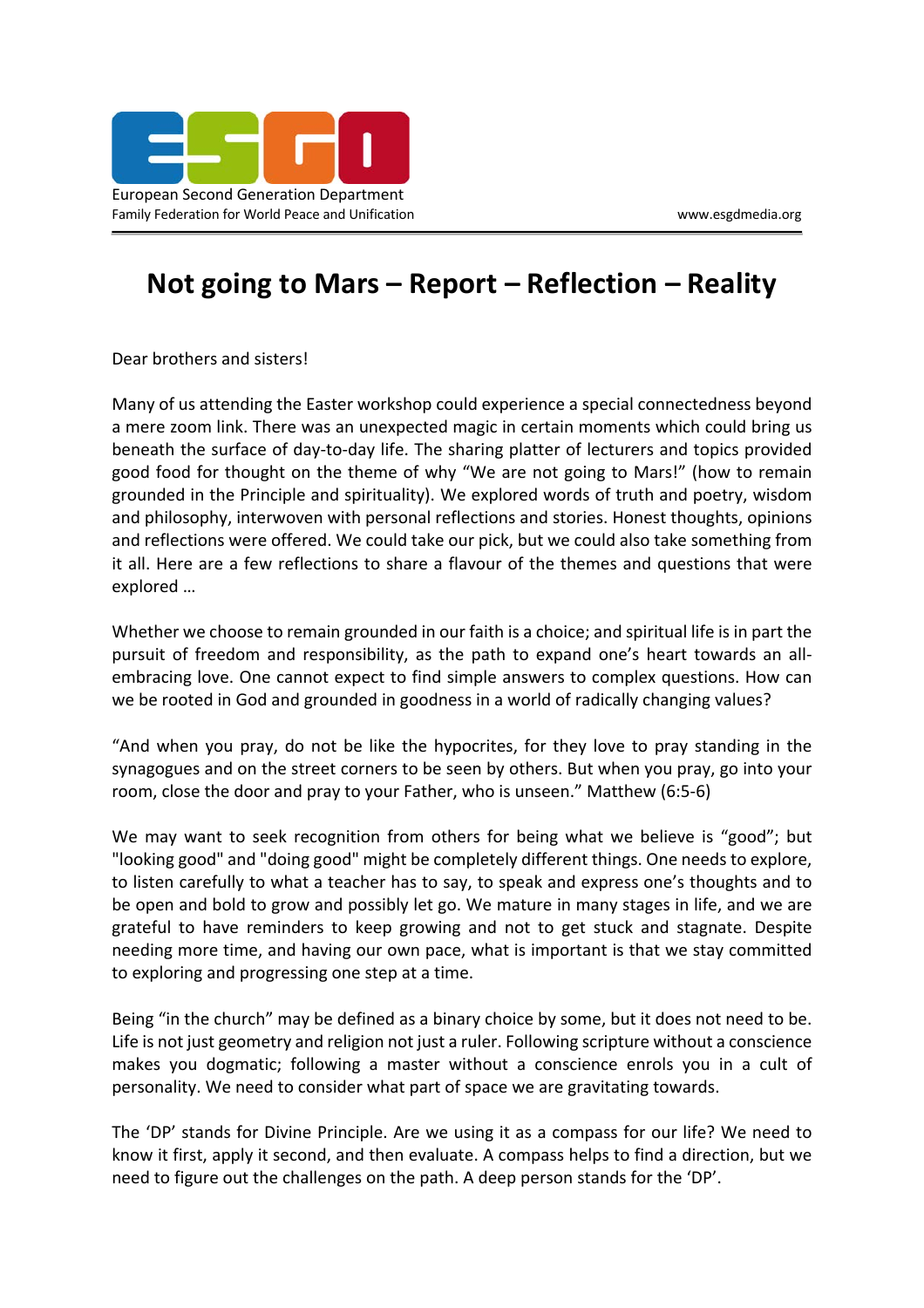# Not going to Mars – Report – Reflection – Reality

Dear brothers and sisters!

Many of us attending the Easter workshop could experience a special connectedness beyond a mere zoom link. There was an unexpected magic in certain moments which could bring us beneath the surface of day-to-day life. The sharing platter of lecturers and topics provided good food for thought on the theme of why "We are not going to Mars!" (how to remain grounded in the Principle and spirituality). We explored words of truth and poetry, wisdom and philosophy, interwoven with personal reflections and stories. Honest thoughts, opinions and reflections were offered. We could take our pick, but we could also take something from it all. Here are a few reflections to share a flavour of the themes and questions that were explored …

Whether we choose to remain grounded in our faith is a choice; and spiritual life is in part the pursuit of freedom and responsibility, as the path to expand one's heart towards an all-embracing love. One cannot expect to find simple answers to complex questions. How can we be rooted in God and grounded in goodness in a world of radically changing values?

"And when you pray, do not be like the hypocrites, for they love to pray standing in the synagogues and on the street corners to be seen by others. But when you pray, go into your room, close the door and pray to your Father, who is unseen." Matthew (6:5-6)

We may want to seek recognition from others for being what we believe is "good"; but "looking good" and "doing good" might be completely different things. One needs to explore, to listen carefully to what a teacher has to say, to speak and express one's thoughts and to be open and bold to grow and possibly let go. We mature in many stages in life, and we are grateful to have reminders to keep growing and not to get stuck and stagnate. Despite needing more time, and having our own pace, what is important is that we stay committed to exploring and progressing one step at a time.

Being "in the church" may be defined as a binary choice by some, but it does not need to be. Life is not just geometry and religion not just a ruler. Following scripture without a conscience makes you dogmatic; following a master without a conscience enrols you in a cult of personality. We need to consider what part of space we are gravitating towards.

The 'DP' stands for Divine Principle. Are we using it as a compass for our life? We need to know it first, apply it second, and then evaluate. A compass helps to find a direction, but we need to figure out the challenges on the path. A deep person stands for the 'DP'.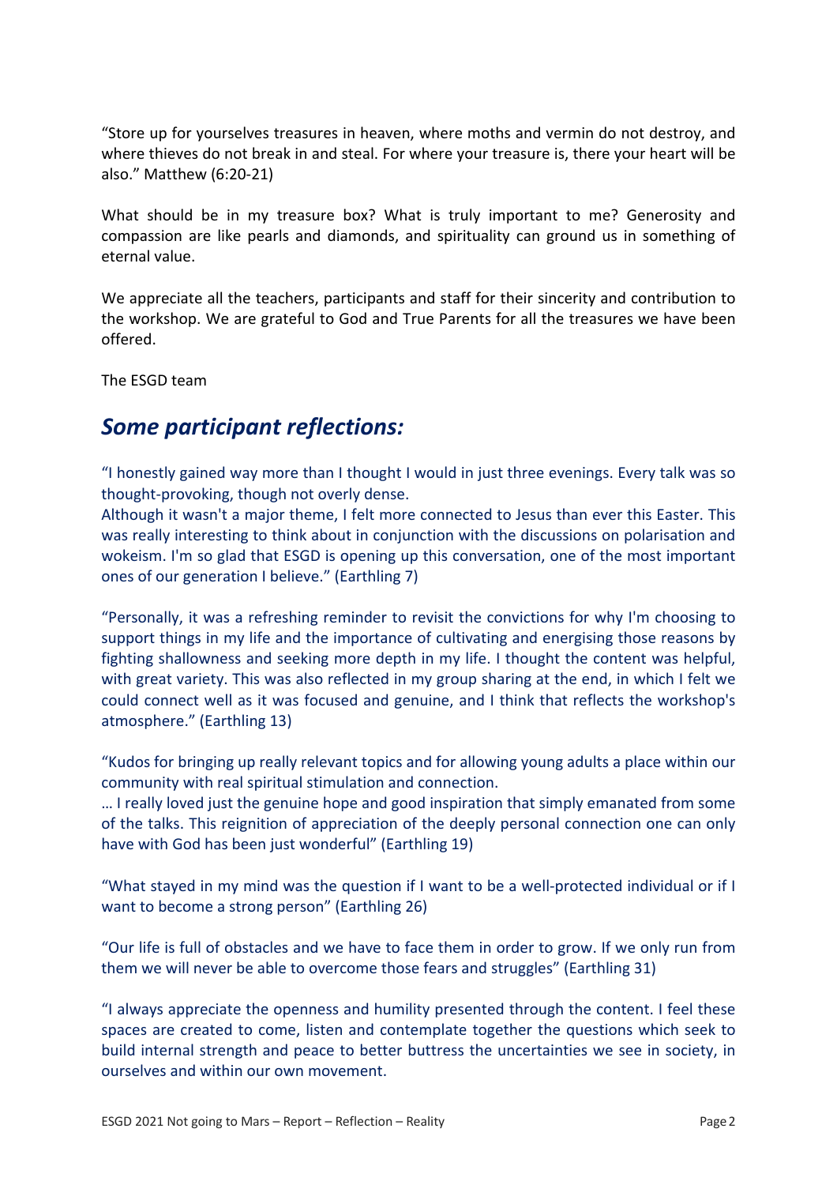"Store up for yourselves treasures in heaven, where moths and vermin do not destroy, and where thieves do not break in and steal. For where your treasure is, there your heart will be also." Matthew (6:20-21)

What should be in my treasure box? What is truly important to me? Generosity and compassion are like pearls and diamonds, and spirituality can ground us in something of eternal value.

We appreciate all the teachers, participants and staff for their sincerity and contribution to the workshop. We are grateful to God and True Parents for all the treasures we have been offered.

The ESGD team

## *Some participant reflections:*

"I honestly gained way more than I thought I would in just three evenings. Every talk was so thought-provoking, though not overly dense.
Although it wasn't a major theme, I felt more connected to Jesus than ever this Easter. This was really interesting to think about in conjunction with the discussions on polarisation and wokeism. I'm so glad that ESGD is opening up this conversation, one of the most important ones of our generation I believe." (Earthling 7)

"Personally, it was a refreshing reminder to revisit the convictions for why I'm choosing to support things in my life and the importance of cultivating and energising those reasons by fighting shallowness and seeking more depth in my life. I thought the content was helpful, with great variety. This was also reflected in my group sharing at the end, in which I felt we could connect well as it was focused and genuine, and I think that reflects the workshop's atmosphere." (Earthling 13)

"Kudos for bringing up really relevant topics and for allowing young adults a place within our community with real spiritual stimulation and connection.
… I really loved just the genuine hope and good inspiration that simply emanated from some of the talks. This reignition of appreciation of the deeply personal connection one can only have with God has been just wonderful" (Earthling 19)

"What stayed in my mind was the question if I want to be a well-protected individual or if I want to become a strong person" (Earthling 26)

"Our life is full of obstacles and we have to face them in order to grow. If we only run from them we will never be able to overcome those fears and struggles" (Earthling 31)

"I always appreciate the openness and humility presented through the content. I feel these spaces are created to come, listen and contemplate together the questions which seek to build internal strength and peace to better buttress the uncertainties we see in society, in ourselves and within our own movement.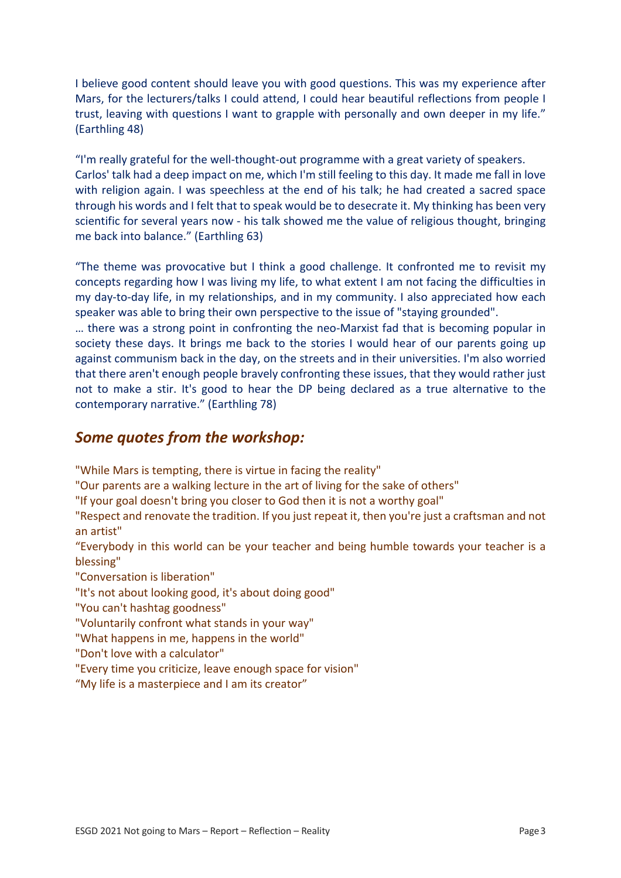I believe good content should leave you with good questions. This was my experience after Mars, for the lecturers/talks I could attend, I could hear beautiful reflections from people I trust, leaving with questions I want to grapple with personally and own deeper in my life." (Earthling 48)

"I'm really grateful for the well-thought-out programme with a great variety of speakers. Carlos' talk had a deep impact on me, which I'm still feeling to this day. It made me fall in love with religion again. I was speechless at the end of his talk; he had created a sacred space through his words and I felt that to speak would be to desecrate it. My thinking has been very scientific for several years now - his talk showed me the value of religious thought, bringing me back into balance." (Earthling 63)

"The theme was provocative but I think a good challenge. It confronted me to revisit my concepts regarding how I was living my life, to what extent I am not facing the difficulties in my day-to-day life, in my relationships, and in my community. I also appreciated how each speaker was able to bring their own perspective to the issue of "staying grounded".
… there was a strong point in confronting the neo-Marxist fad that is becoming popular in society these days. It brings me back to the stories I would hear of our parents going up against communism back in the day, on the streets and in their universities. I'm also worried that there aren't enough people bravely confronting these issues, that they would rather just not to make a stir. It's good to hear the DP being declared as a true alternative to the contemporary narrative." (Earthling 78)

## *Some quotes from the workshop:*

"While Mars is tempting, there is virtue in facing the reality"
"Our parents are a walking lecture in the art of living for the sake of others"
"If your goal doesn't bring you closer to God then it is not a worthy goal"
"Respect and renovate the tradition. If you just repeat it, then you're just a craftsman and not an artist"
"Everybody in this world can be your teacher and being humble towards your teacher is a blessing"
"Conversation is liberation"
"It's not about looking good, it's about doing good"
"You can't hashtag goodness"
"Voluntarily confront what stands in your way"
"What happens in me, happens in the world"
"Don't love with a calculator"
"Every time you criticize, leave enough space for vision"
"My life is a masterpiece and I am its creator"